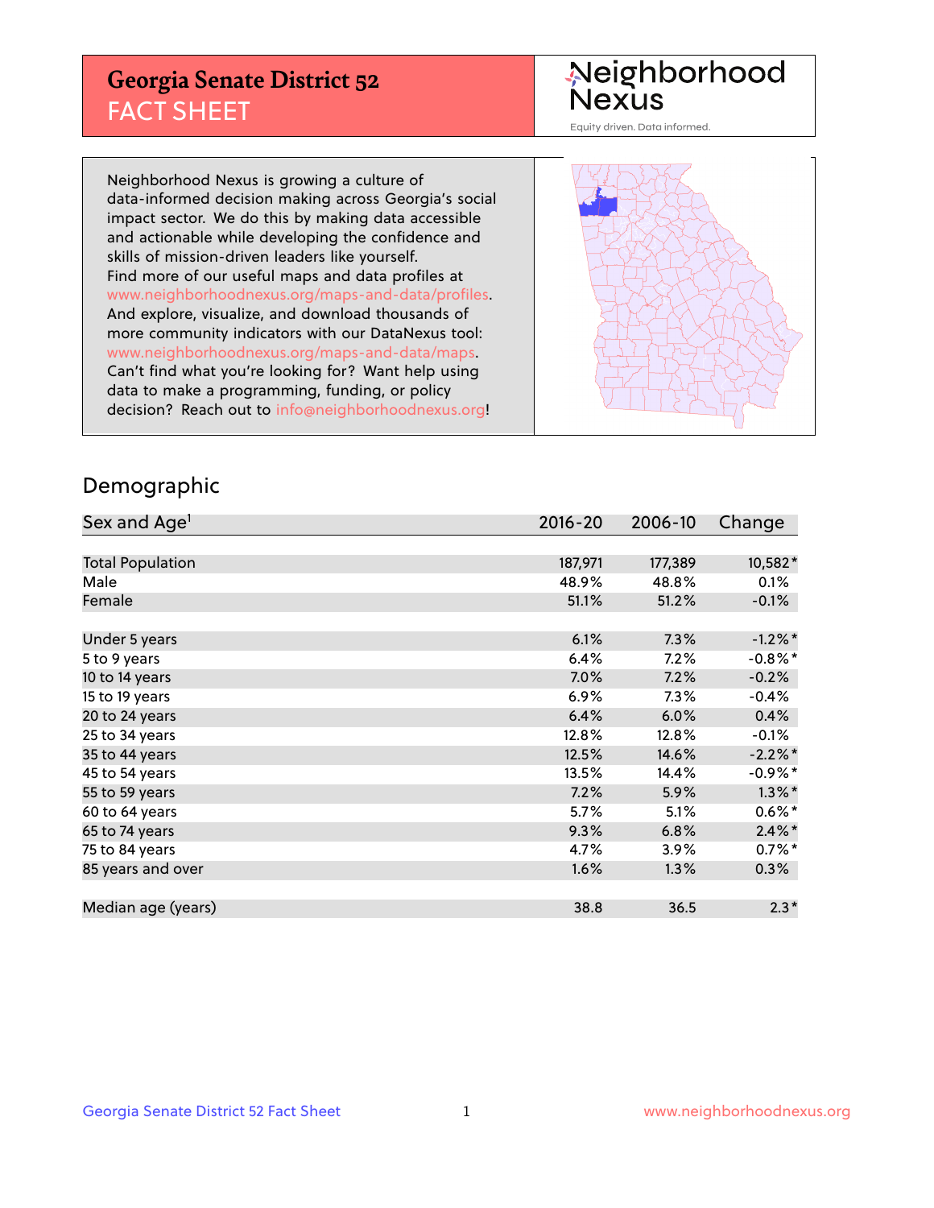# Georgia Senate District 52
## FACT SHEET

Neighborhood Nexus

Equity driven. Data informed.

Neighborhood Nexus is growing a culture of data-informed decision making across Georgia's social impact sector. We do this by making data accessible and actionable while developing the confidence and skills of mission-driven leaders like yourself. Find more of our useful maps and data profiles at www.neighborhoodnexus.org/maps-and-data/profiles. And explore, visualize, and download thousands of more community indicators with our DataNexus tool: www.neighborhoodnexus.org/maps-and-data/maps. Can't find what you're looking for? Want help using data to make a programming, funding, or policy decision? Reach out to info@neighborhoodnexus.org!

## Demographic

| Sex and Age[1] | 2016-20 | 2006-10 | Change |
|---|---|---|---|
| Total Population | 187,971 | 177,389 | 10,582* |
| Male | 48.9% | 48.8% | 0.1% |
| Female | 51.1% | 51.2% | -0.1% |
| | | | |
| Under 5 years | 6.1% | 7.3% | -1.2%* |
| 5 to 9 years | 6.4% | 7.2% | -0.8%* |
| 10 to 14 years | 7.0% | 7.2% | -0.2% |
| 15 to 19 years | 6.9% | 7.3% | -0.4% |
| 20 to 24 years | 6.4% | 6.0% | 0.4% |
| 25 to 34 years | 12.8% | 12.8% | -0.1% |
| 35 to 44 years | 12.5% | 14.6% | -2.2%* |
| 45 to 54 years | 13.5% | 14.4% | -0.9%* |
| 55 to 59 years | 7.2% | 5.9% | 1.3%* |
| 60 to 64 years | 5.7% | 5.1% | 0.6%* |
| 65 to 74 years | 9.3% | 6.8% | 2.4%* |
| 75 to 84 years | 4.7% | 3.9% | 0.7%* |
| 85 years and over | 1.6% | 1.3% | 0.3% |
| | | | |
| Median age (years) | 38.8 | 36.5 | 2.3* |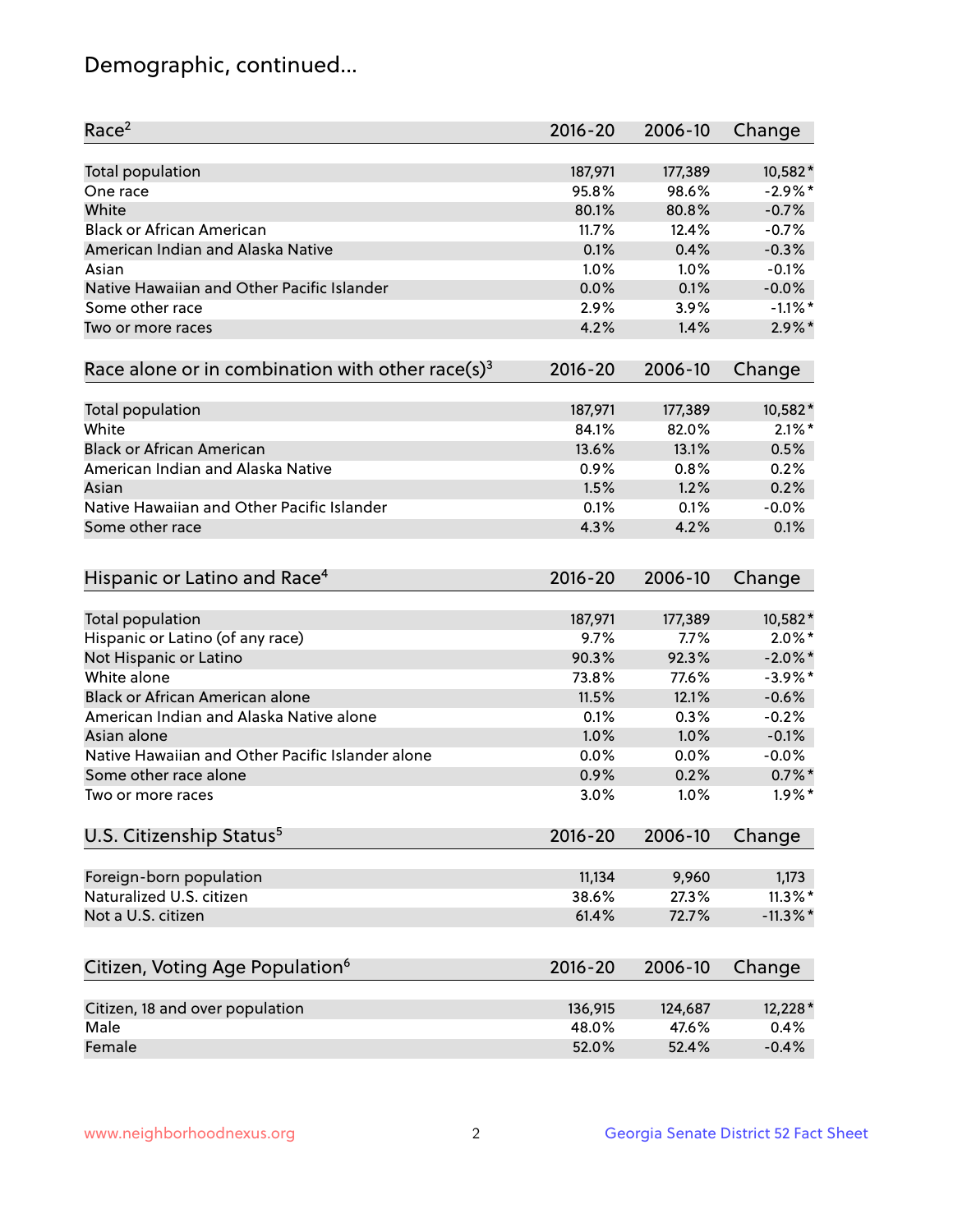# Demographic, continued...

| Race[2] | 2016-20 | 2006-10 | Change |
|---|---|---|---|
| Total population | 187,971 | 177,389 | 10,582* |
| One race | 95.8% | 98.6% | -2.9%* |
| White | 80.1% | 80.8% | -0.7% |
| Black or African American | 11.7% | 12.4% | -0.7% |
| American Indian and Alaska Native | 0.1% | 0.4% | -0.3% |
| Asian | 1.0% | 1.0% | -0.1% |
| Native Hawaiian and Other Pacific Islander | 0.0% | 0.1% | -0.0% |
| Some other race | 2.9% | 3.9% | -1.1%* |
| Two or more races | 4.2% | 1.4% | 2.9%* |

| Race alone or in combination with other race(s)[3] | 2016-20 | 2006-10 | Change |
|---|---|---|---|
| Total population | 187,971 | 177,389 | 10,582* |
| White | 84.1% | 82.0% | 2.1%* |
| Black or African American | 13.6% | 13.1% | 0.5% |
| American Indian and Alaska Native | 0.9% | 0.8% | 0.2% |
| Asian | 1.5% | 1.2% | 0.2% |
| Native Hawaiian and Other Pacific Islander | 0.1% | 0.1% | -0.0% |
| Some other race | 4.3% | 4.2% | 0.1% |

| Hispanic or Latino and Race[4] | 2016-20 | 2006-10 | Change |
|---|---|---|---|
| Total population | 187,971 | 177,389 | 10,582* |
| Hispanic or Latino (of any race) | 9.7% | 7.7% | 2.0%* |
| Not Hispanic or Latino | 90.3% | 92.3% | -2.0%* |
| White alone | 73.8% | 77.6% | -3.9%* |
| Black or African American alone | 11.5% | 12.1% | -0.6% |
| American Indian and Alaska Native alone | 0.1% | 0.3% | -0.2% |
| Asian alone | 1.0% | 1.0% | -0.1% |
| Native Hawaiian and Other Pacific Islander alone | 0.0% | 0.0% | -0.0% |
| Some other race alone | 0.9% | 0.2% | 0.7%* |
| Two or more races | 3.0% | 1.0% | 1.9%* |

| U.S. Citizenship Status[5] | 2016-20 | 2006-10 | Change |
|---|---|---|---|
| Foreign-born population | 11,134 | 9,960 | 1,173 |
| Naturalized U.S. citizen | 38.6% | 27.3% | 11.3%* |
| Not a U.S. citizen | 61.4% | 72.7% | -11.3%* |

| Citizen, Voting Age Population[6] | 2016-20 | 2006-10 | Change |
|---|---|---|---|
| Citizen, 18 and over population | 136,915 | 124,687 | 12,228* |
| Male | 48.0% | 47.6% | 0.4% |
| Female | 52.0% | 52.4% | -0.4% |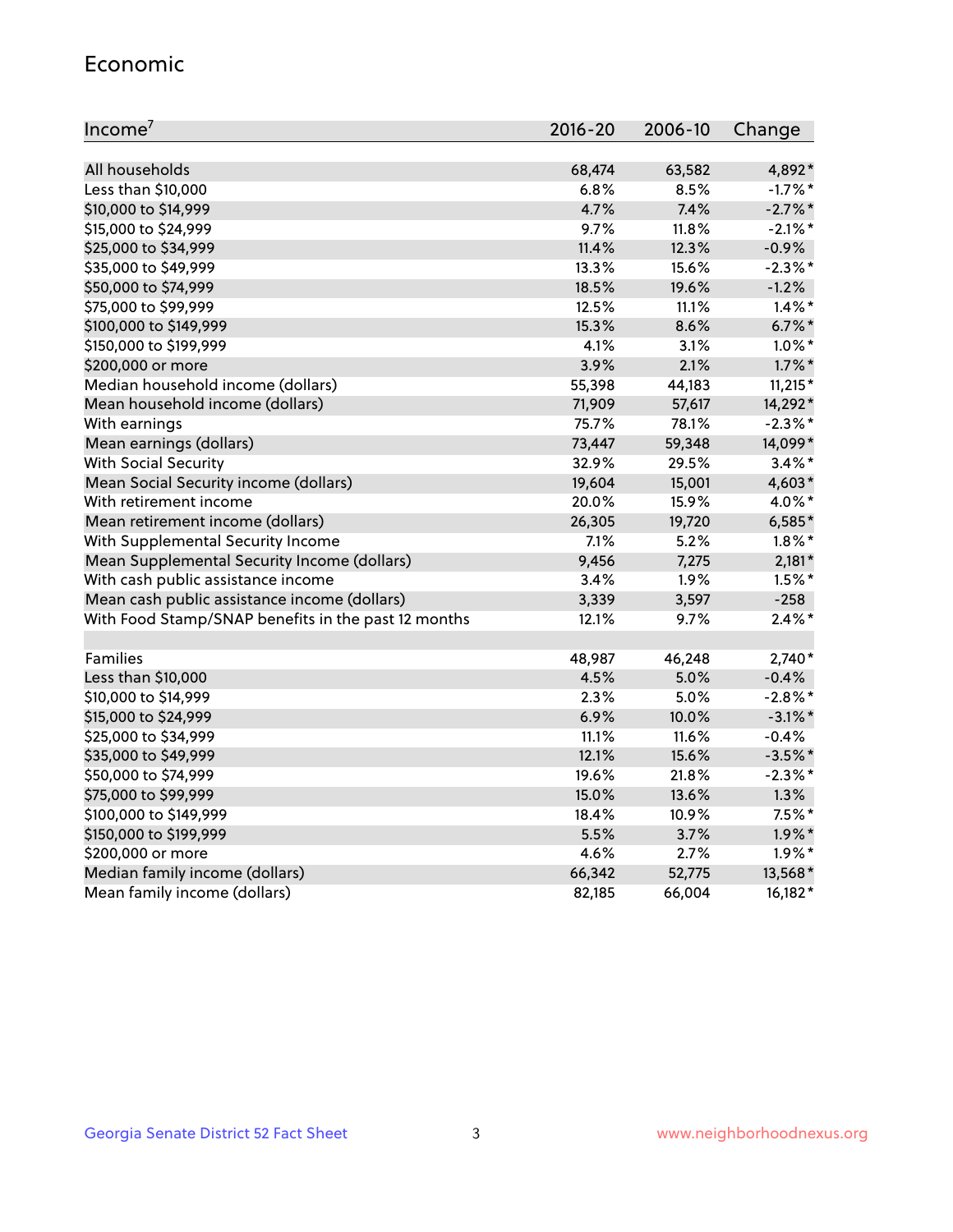## Economic

| Income[7] | 2016-20 | 2006-10 | Change |
|---|---|---|---|
| All households | 68,474 | 63,582 | 4,892* |
| Less than $10,000 | 6.8% | 8.5% | -1.7%* |
| $10,000 to $14,999 | 4.7% | 7.4% | -2.7%* |
| $15,000 to $24,999 | 9.7% | 11.8% | -2.1%* |
| $25,000 to $34,999 | 11.4% | 12.3% | -0.9% |
| $35,000 to $49,999 | 13.3% | 15.6% | -2.3%* |
| $50,000 to $74,999 | 18.5% | 19.6% | -1.2% |
| $75,000 to $99,999 | 12.5% | 11.1% | 1.4%* |
| $100,000 to $149,999 | 15.3% | 8.6% | 6.7%* |
| $150,000 to $199,999 | 4.1% | 3.1% | 1.0%* |
| $200,000 or more | 3.9% | 2.1% | 1.7%* |
| Median household income (dollars) | 55,398 | 44,183 | 11,215* |
| Mean household income (dollars) | 71,909 | 57,617 | 14,292* |
| With earnings | 75.7% | 78.1% | -2.3%* |
| Mean earnings (dollars) | 73,447 | 59,348 | 14,099* |
| With Social Security | 32.9% | 29.5% | 3.4%* |
| Mean Social Security income (dollars) | 19,604 | 15,001 | 4,603* |
| With retirement income | 20.0% | 15.9% | 4.0%* |
| Mean retirement income (dollars) | 26,305 | 19,720 | 6,585* |
| With Supplemental Security Income | 7.1% | 5.2% | 1.8%* |
| Mean Supplemental Security Income (dollars) | 9,456 | 7,275 | 2,181* |
| With cash public assistance income | 3.4% | 1.9% | 1.5%* |
| Mean cash public assistance income (dollars) | 3,339 | 3,597 | -258 |
| With Food Stamp/SNAP benefits in the past 12 months | 12.1% | 9.7% | 2.4%* |
| | | | |
| Families | 48,987 | 46,248 | 2,740* |
| Less than $10,000 | 4.5% | 5.0% | -0.4% |
| $10,000 to $14,999 | 2.3% | 5.0% | -2.8%* |
| $15,000 to $24,999 | 6.9% | 10.0% | -3.1%* |
| $25,000 to $34,999 | 11.1% | 11.6% | -0.4% |
| $35,000 to $49,999 | 12.1% | 15.6% | -3.5%* |
| $50,000 to $74,999 | 19.6% | 21.8% | -2.3%* |
| $75,000 to $99,999 | 15.0% | 13.6% | 1.3% |
| $100,000 to $149,999 | 18.4% | 10.9% | 7.5%* |
| $150,000 to $199,999 | 5.5% | 3.7% | 1.9%* |
| $200,000 or more | 4.6% | 2.7% | 1.9%* |
| Median family income (dollars) | 66,342 | 52,775 | 13,568* |
| Mean family income (dollars) | 82,185 | 66,004 | 16,182* |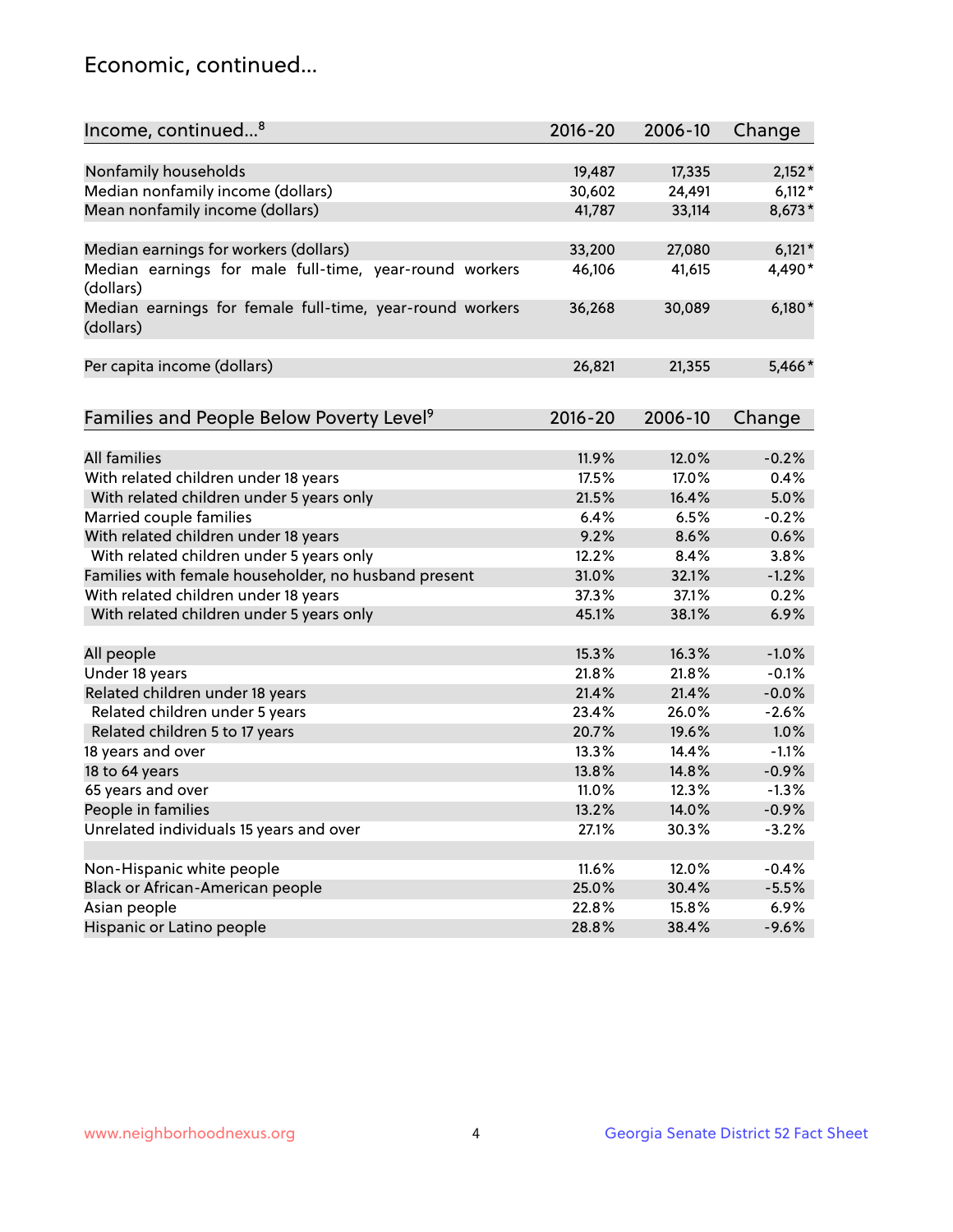## Economic, continued...

| Income, continued...[8] | 2016-20 | 2006-10 | Change |
|---|---|---|---|
| Nonfamily households | 19,487 | 17,335 | 2,152* |
| Median nonfamily income (dollars) | 30,602 | 24,491 | 6,112* |
| Mean nonfamily income (dollars) | 41,787 | 33,114 | 8,673* |
| Median earnings for workers (dollars) | 33,200 | 27,080 | 6,121* |
| Median earnings for male full-time, year-round workers (dollars) | 46,106 | 41,615 | 4,490* |
| Median earnings for female full-time, year-round workers (dollars) | 36,268 | 30,089 | 6,180* |
| Per capita income (dollars) | 26,821 | 21,355 | 5,466* |

| Families and People Below Poverty Level[9] | 2016-20 | 2006-10 | Change |
|---|---|---|---|
| All families | 11.9% | 12.0% | -0.2% |
| With related children under 18 years | 17.5% | 17.0% | 0.4% |
| With related children under 5 years only | 21.5% | 16.4% | 5.0% |
| Married couple families | 6.4% | 6.5% | -0.2% |
| With related children under 18 years | 9.2% | 8.6% | 0.6% |
| With related children under 5 years only | 12.2% | 8.4% | 3.8% |
| Families with female householder, no husband present | 31.0% | 32.1% | -1.2% |
| With related children under 18 years | 37.3% | 37.1% | 0.2% |
| With related children under 5 years only | 45.1% | 38.1% | 6.9% |
| All people | 15.3% | 16.3% | -1.0% |
| Under 18 years | 21.8% | 21.8% | -0.1% |
| Related children under 18 years | 21.4% | 21.4% | -0.0% |
| Related children under 5 years | 23.4% | 26.0% | -2.6% |
| Related children 5 to 17 years | 20.7% | 19.6% | 1.0% |
| 18 years and over | 13.3% | 14.4% | -1.1% |
| 18 to 64 years | 13.8% | 14.8% | -0.9% |
| 65 years and over | 11.0% | 12.3% | -1.3% |
| People in families | 13.2% | 14.0% | -0.9% |
| Unrelated individuals 15 years and over | 27.1% | 30.3% | -3.2% |
| Non-Hispanic white people | 11.6% | 12.0% | -0.4% |
| Black or African-American people | 25.0% | 30.4% | -5.5% |
| Asian people | 22.8% | 15.8% | 6.9% |
| Hispanic or Latino people | 28.8% | 38.4% | -9.6% |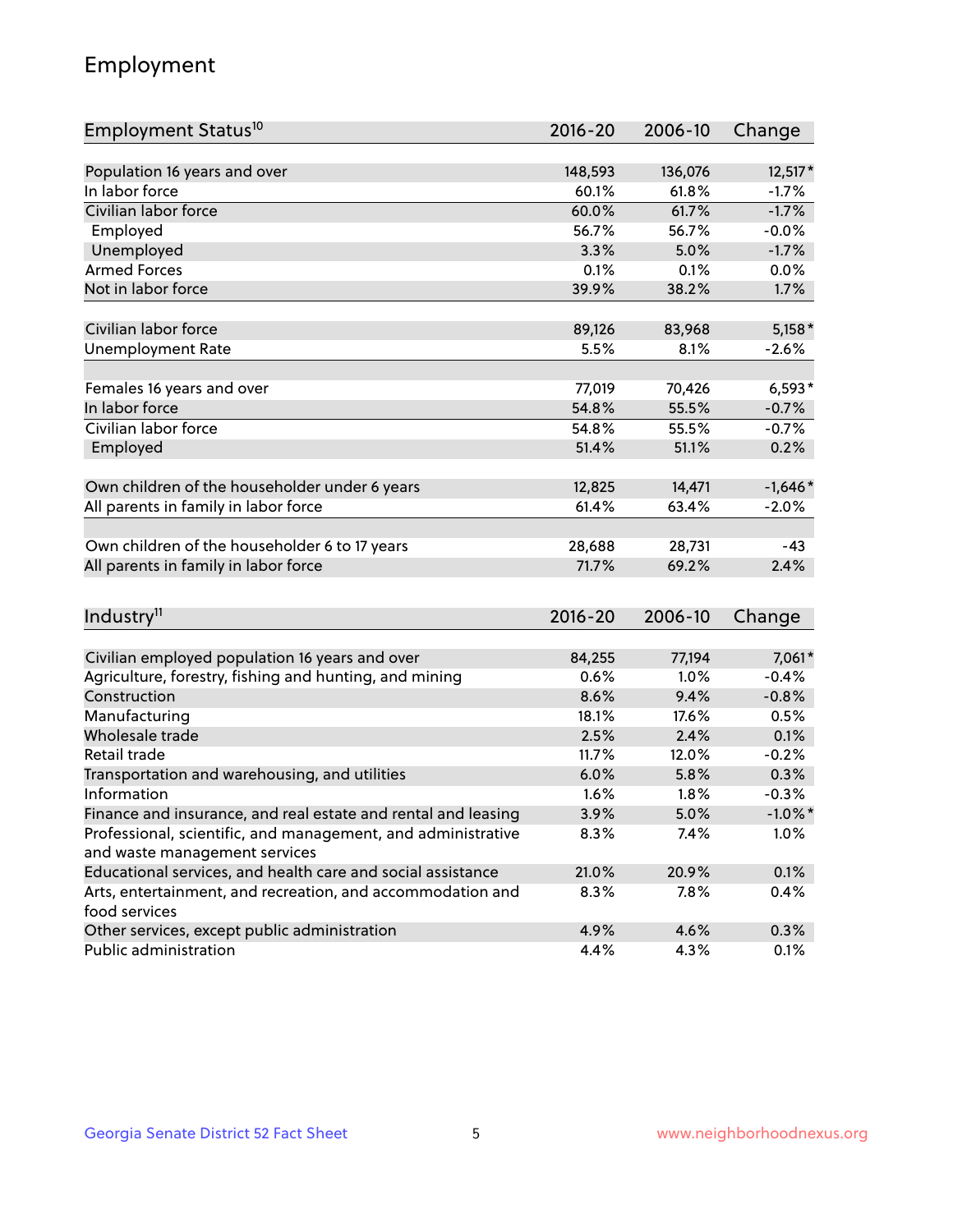## Employment

| Employment Status[10] | 2016-20 | 2006-10 | Change |
|---|---|---|---|
| Population 16 years and over | 148,593 | 136,076 | 12,517* |
| In labor force | 60.1% | 61.8% | -1.7% |
| Civilian labor force | 60.0% | 61.7% | -1.7% |
| Employed | 56.7% | 56.7% | -0.0% |
| Unemployed | 3.3% | 5.0% | -1.7% |
| Armed Forces | 0.1% | 0.1% | 0.0% |
| Not in labor force | 39.9% | 38.2% | 1.7% |
| | | | |
| Civilian labor force | 89,126 | 83,968 | 5,158* |
| Unemployment Rate | 5.5% | 8.1% | -2.6% |
| | | | |
| Females 16 years and over | 77,019 | 70,426 | 6,593* |
| In labor force | 54.8% | 55.5% | -0.7% |
| Civilian labor force | 54.8% | 55.5% | -0.7% |
| Employed | 51.4% | 51.1% | 0.2% |
| | | | |
| Own children of the householder under 6 years | 12,825 | 14,471 | -1,646* |
| All parents in family in labor force | 61.4% | 63.4% | -2.0% |
| | | | |
| Own children of the householder 6 to 17 years | 28,688 | 28,731 | -43 |
| All parents in family in labor force | 71.7% | 69.2% | 2.4% |

| Industry[11] | 2016-20 | 2006-10 | Change |
|---|---|---|---|
| Civilian employed population 16 years and over | 84,255 | 77,194 | 7,061* |
| Agriculture, forestry, fishing and hunting, and mining | 0.6% | 1.0% | -0.4% |
| Construction | 8.6% | 9.4% | -0.8% |
| Manufacturing | 18.1% | 17.6% | 0.5% |
| Wholesale trade | 2.5% | 2.4% | 0.1% |
| Retail trade | 11.7% | 12.0% | -0.2% |
| Transportation and warehousing, and utilities | 6.0% | 5.8% | 0.3% |
| Information | 1.6% | 1.8% | -0.3% |
| Finance and insurance, and real estate and rental and leasing | 3.9% | 5.0% | -1.0%* |
| Professional, scientific, and management, and administrative and waste management services | 8.3% | 7.4% | 1.0% |
| Educational services, and health care and social assistance | 21.0% | 20.9% | 0.1% |
| Arts, entertainment, and recreation, and accommodation and food services | 8.3% | 7.8% | 0.4% |
| Other services, except public administration | 4.9% | 4.6% | 0.3% |
| Public administration | 4.4% | 4.3% | 0.1% |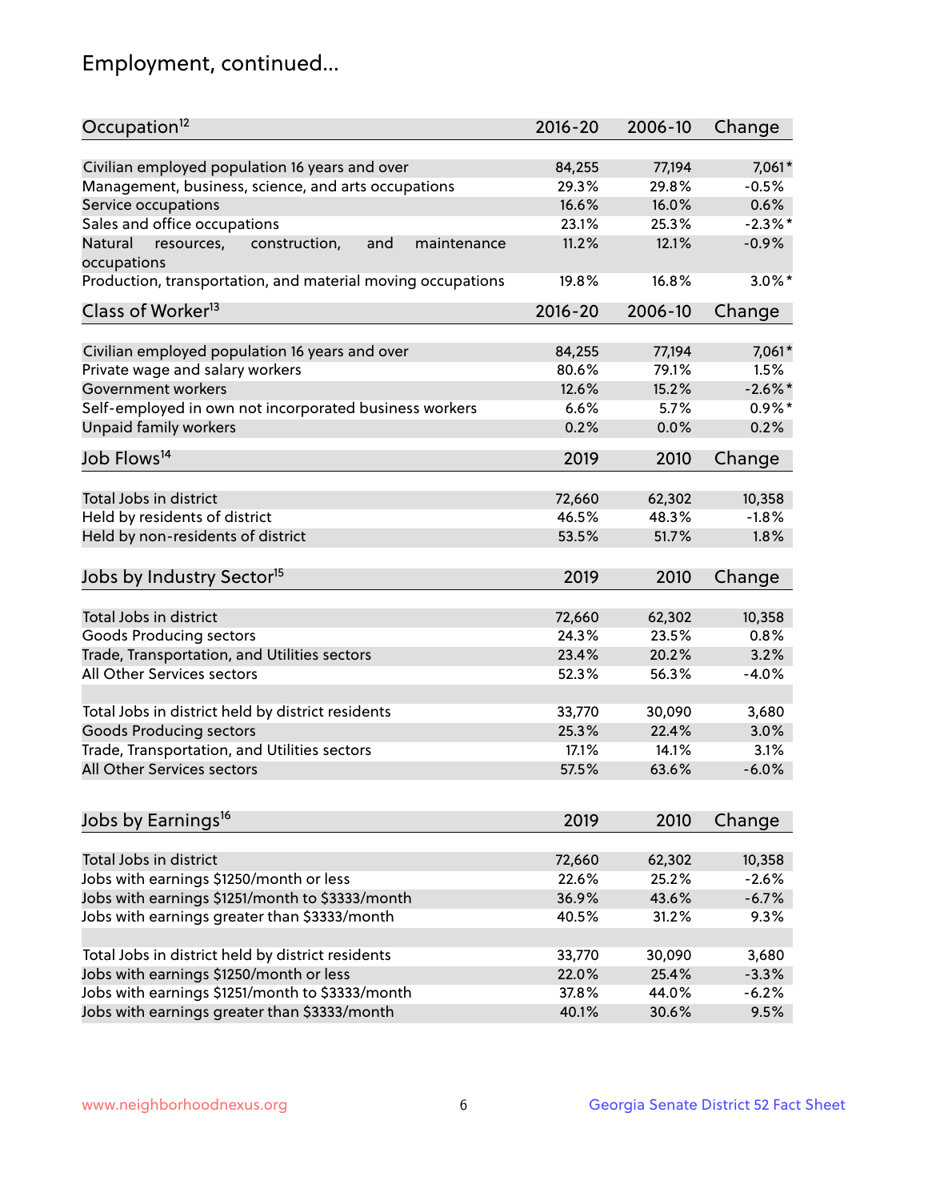## Employment, continued...

| Occupation[12] | 2016-20 | 2006-10 | Change |
|---|---|---|---|
| Civilian employed population 16 years and over | 84,255 | 77,194 | 7,061* |
| Management, business, science, and arts occupations | 29.3% | 29.8% | -0.5% |
| Service occupations | 16.6% | 16.0% | 0.6% |
| Sales and office occupations | 23.1% | 25.3% | -2.3%* |
| Natural resources, construction, and maintenance occupations | 11.2% | 12.1% | -0.9% |
| Production, transportation, and material moving occupations | 19.8% | 16.8% | 3.0%* |

| Class of Worker[13] | 2016-20 | 2006-10 | Change |
|---|---|---|---|
| Civilian employed population 16 years and over | 84,255 | 77,194 | 7,061* |
| Private wage and salary workers | 80.6% | 79.1% | 1.5% |
| Government workers | 12.6% | 15.2% | -2.6%* |
| Self-employed in own not incorporated business workers | 6.6% | 5.7% | 0.9%* |
| Unpaid family workers | 0.2% | 0.0% | 0.2% |

| Job Flows[14] | 2019 | 2010 | Change |
|---|---|---|---|
| Total Jobs in district | 72,660 | 62,302 | 10,358 |
| Held by residents of district | 46.5% | 48.3% | -1.8% |
| Held by non-residents of district | 53.5% | 51.7% | 1.8% |

| Jobs by Industry Sector[15] | 2019 | 2010 | Change |
|---|---|---|---|
| Total Jobs in district | 72,660 | 62,302 | 10,358 |
| Goods Producing sectors | 24.3% | 23.5% | 0.8% |
| Trade, Transportation, and Utilities sectors | 23.4% | 20.2% | 3.2% |
| All Other Services sectors | 52.3% | 56.3% | -4.0% |
| | | | |
| Total Jobs in district held by district residents | 33,770 | 30,090 | 3,680 |
| Goods Producing sectors | 25.3% | 22.4% | 3.0% |
| Trade, Transportation, and Utilities sectors | 17.1% | 14.1% | 3.1% |
| All Other Services sectors | 57.5% | 63.6% | -6.0% |

| Jobs by Earnings[16] | 2019 | 2010 | Change |
|---|---|---|---|
| Total Jobs in district | 72,660 | 62,302 | 10,358 |
| Jobs with earnings $1250/month or less | 22.6% | 25.2% | -2.6% |
| Jobs with earnings $1251/month to $3333/month | 36.9% | 43.6% | -6.7% |
| Jobs with earnings greater than $3333/month | 40.5% | 31.2% | 9.3% |
| | | | |
| Total Jobs in district held by district residents | 33,770 | 30,090 | 3,680 |
| Jobs with earnings $1250/month or less | 22.0% | 25.4% | -3.3% |
| Jobs with earnings $1251/month to $3333/month | 37.8% | 44.0% | -6.2% |
| Jobs with earnings greater than $3333/month | 40.1% | 30.6% | 9.5% |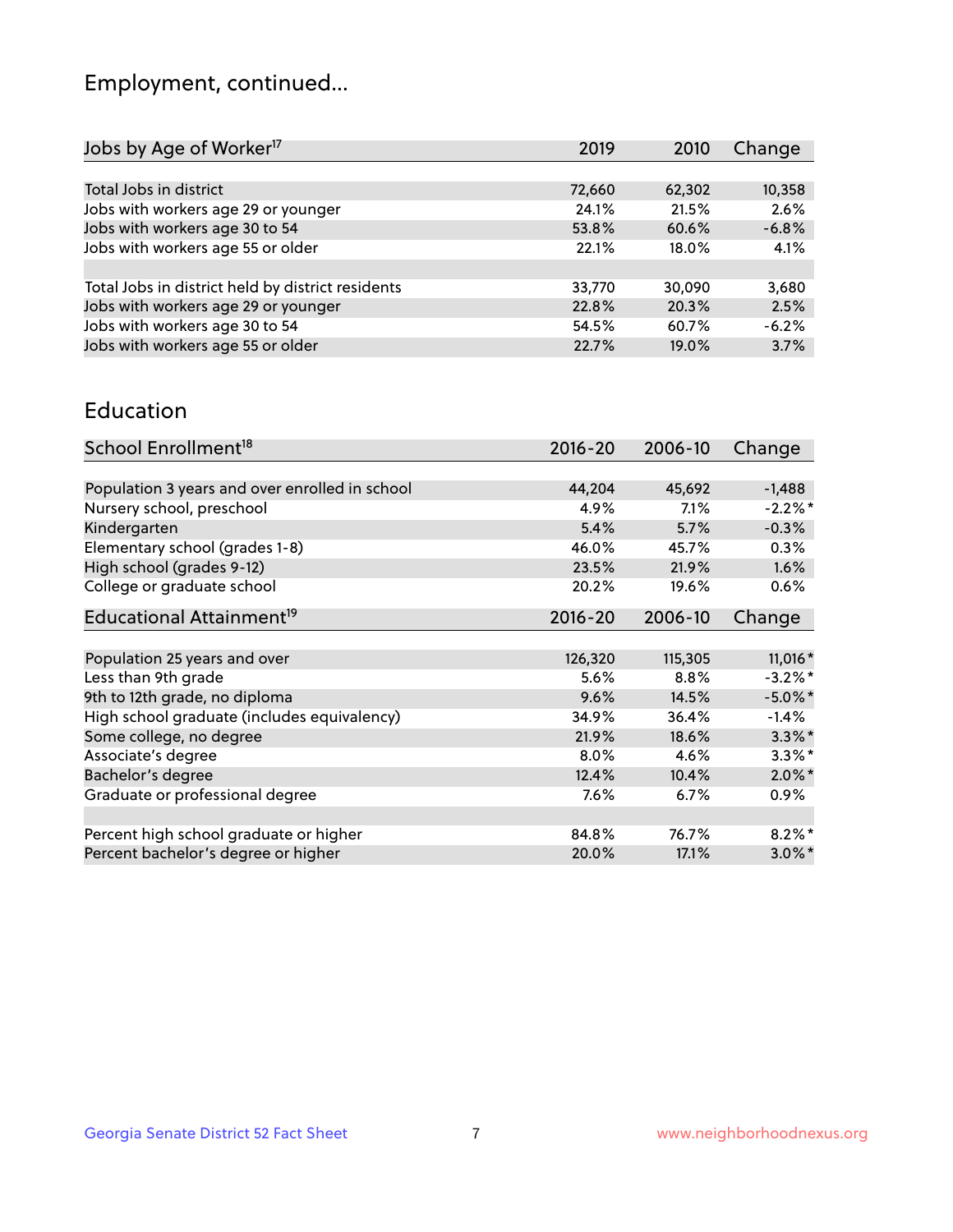# Employment, continued...

| Jobs by Age of Worker[17] | 2019 | 2010 | Change |
| --- | --- | --- | --- |
| Total Jobs in district | 72,660 | 62,302 | 10,358 |
| Jobs with workers age 29 or younger | 24.1% | 21.5% | 2.6% |
| Jobs with workers age 30 to 54 | 53.8% | 60.6% | -6.8% |
| Jobs with workers age 55 or older | 22.1% | 18.0% | 4.1% |
| | | | |
| Total Jobs in district held by district residents | 33,770 | 30,090 | 3,680 |
| Jobs with workers age 29 or younger | 22.8% | 20.3% | 2.5% |
| Jobs with workers age 30 to 54 | 54.5% | 60.7% | -6.2% |
| Jobs with workers age 55 or older | 22.7% | 19.0% | 3.7% |

## Education

| School Enrollment[18] | 2016-20 | 2006-10 | Change |
| --- | --- | --- | --- |
| Population 3 years and over enrolled in school | 44,204 | 45,692 | -1,488 |
| Nursery school, preschool | 4.9% | 7.1% | -2.2%* |
| Kindergarten | 5.4% | 5.7% | -0.3% |
| Elementary school (grades 1-8) | 46.0% | 45.7% | 0.3% |
| High school (grades 9-12) | 23.5% | 21.9% | 1.6% |
| College or graduate school | 20.2% | 19.6% | 0.6% |

| Educational Attainment[19] | 2016-20 | 2006-10 | Change |
| --- | --- | --- | --- |
| Population 25 years and over | 126,320 | 115,305 | 11,016* |
| Less than 9th grade | 5.6% | 8.8% | -3.2%* |
| 9th to 12th grade, no diploma | 9.6% | 14.5% | -5.0%* |
| High school graduate (includes equivalency) | 34.9% | 36.4% | -1.4% |
| Some college, no degree | 21.9% | 18.6% | 3.3%* |
| Associate's degree | 8.0% | 4.6% | 3.3%* |
| Bachelor's degree | 12.4% | 10.4% | 2.0%* |
| Graduate or professional degree | 7.6% | 6.7% | 0.9% |
| | | | |
| Percent high school graduate or higher | 84.8% | 76.7% | 8.2%* |
| Percent bachelor's degree or higher | 20.0% | 17.1% | 3.0%* |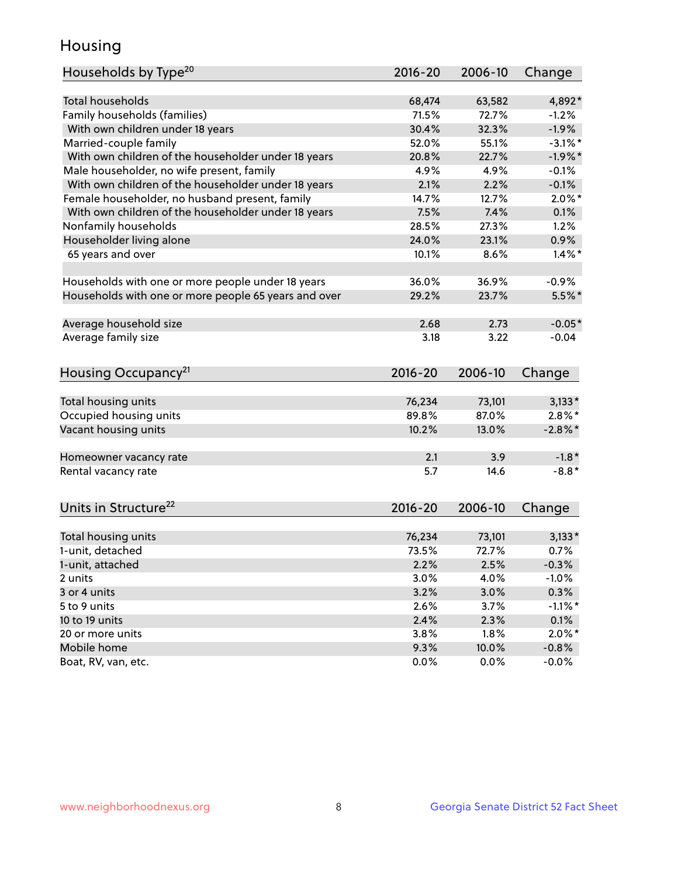# Housing

| Households by Type[20] | 2016-20 | 2006-10 | Change |
|---|---|---|---|
| Total households | 68,474 | 63,582 | 4,892* |
| Family households (families) | 71.5% | 72.7% | -1.2% |
| With own children under 18 years | 30.4% | 32.3% | -1.9% |
| Married-couple family | 52.0% | 55.1% | -3.1%* |
| With own children of the householder under 18 years | 20.8% | 22.7% | -1.9%* |
| Male householder, no wife present, family | 4.9% | 4.9% | -0.1% |
| With own children of the householder under 18 years | 2.1% | 2.2% | -0.1% |
| Female householder, no husband present, family | 14.7% | 12.7% | 2.0%* |
| With own children of the householder under 18 years | 7.5% | 7.4% | 0.1% |
| Nonfamily households | 28.5% | 27.3% | 1.2% |
| Householder living alone | 24.0% | 23.1% | 0.9% |
| 65 years and over | 10.1% | 8.6% | 1.4%* |
| | | | |
| Households with one or more people under 18 years | 36.0% | 36.9% | -0.9% |
| Households with one or more people 65 years and over | 29.2% | 23.7% | 5.5%* |
| | | | |
| Average household size | 2.68 | 2.73 | -0.05* |
| Average family size | 3.18 | 3.22 | -0.04 |

| Housing Occupancy[21] | 2016-20 | 2006-10 | Change |
|---|---|---|---|
| Total housing units | 76,234 | 73,101 | 3,133* |
| Occupied housing units | 89.8% | 87.0% | 2.8%* |
| Vacant housing units | 10.2% | 13.0% | -2.8%* |
| | | | |
| Homeowner vacancy rate | 2.1 | 3.9 | -1.8* |
| Rental vacancy rate | 5.7 | 14.6 | -8.8* |

| Units in Structure[22] | 2016-20 | 2006-10 | Change |
|---|---|---|---|
| Total housing units | 76,234 | 73,101 | 3,133* |
| 1-unit, detached | 73.5% | 72.7% | 0.7% |
| 1-unit, attached | 2.2% | 2.5% | -0.3% |
| 2 units | 3.0% | 4.0% | -1.0% |
| 3 or 4 units | 3.2% | 3.0% | 0.3% |
| 5 to 9 units | 2.6% | 3.7% | -1.1%* |
| 10 to 19 units | 2.4% | 2.3% | 0.1% |
| 20 or more units | 3.8% | 1.8% | 2.0%* |
| Mobile home | 9.3% | 10.0% | -0.8% |
| Boat, RV, van, etc. | 0.0% | 0.0% | -0.0% |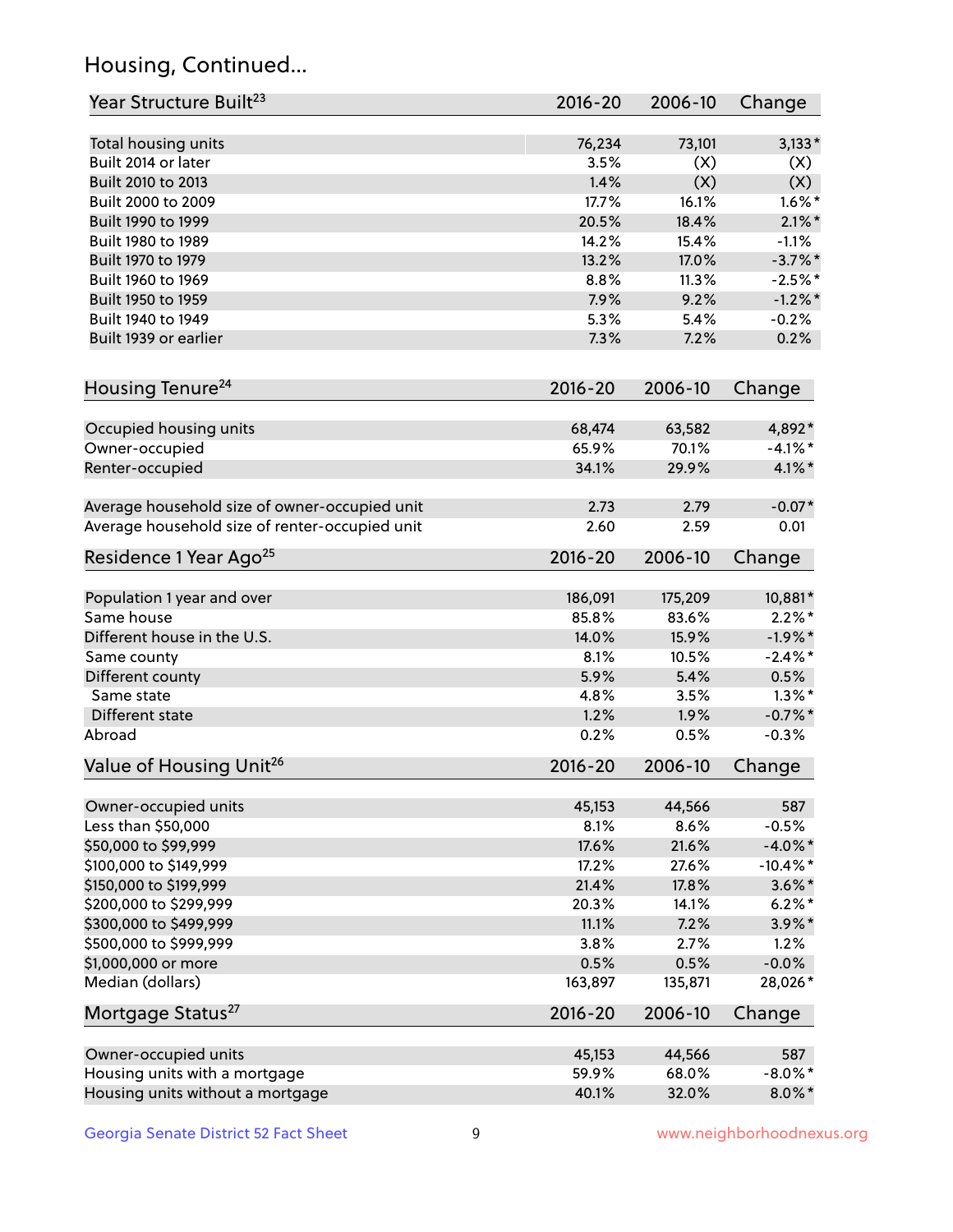## Housing, Continued...

| Year Structure Built[23] | 2016-20 | 2006-10 | Change |
|---|---|---|---|
| Total housing units | 76,234 | 73,101 | 3,133* |
| Built 2014 or later | 3.5% | (X) | (X) |
| Built 2010 to 2013 | 1.4% | (X) | (X) |
| Built 2000 to 2009 | 17.7% | 16.1% | 1.6%* |
| Built 1990 to 1999 | 20.5% | 18.4% | 2.1%* |
| Built 1980 to 1989 | 14.2% | 15.4% | -1.1% |
| Built 1970 to 1979 | 13.2% | 17.0% | -3.7%* |
| Built 1960 to 1969 | 8.8% | 11.3% | -2.5%* |
| Built 1950 to 1959 | 7.9% | 9.2% | -1.2%* |
| Built 1940 to 1949 | 5.3% | 5.4% | -0.2% |
| Built 1939 or earlier | 7.3% | 7.2% | 0.2% |

| Housing Tenure[24] | 2016-20 | 2006-10 | Change |
|---|---|---|---|
| Occupied housing units | 68,474 | 63,582 | 4,892* |
| Owner-occupied | 65.9% | 70.1% | -4.1%* |
| Renter-occupied | 34.1% | 29.9% | 4.1%* |
| Average household size of owner-occupied unit | 2.73 | 2.79 | -0.07* |
| Average household size of renter-occupied unit | 2.60 | 2.59 | 0.01 |

| Residence 1 Year Ago[25] | 2016-20 | 2006-10 | Change |
|---|---|---|---|
| Population 1 year and over | 186,091 | 175,209 | 10,881* |
| Same house | 85.8% | 83.6% | 2.2%* |
| Different house in the U.S. | 14.0% | 15.9% | -1.9%* |
| Same county | 8.1% | 10.5% | -2.4%* |
| Different county | 5.9% | 5.4% | 0.5% |
| Same state | 4.8% | 3.5% | 1.3%* |
| Different state | 1.2% | 1.9% | -0.7%* |
| Abroad | 0.2% | 0.5% | -0.3% |

| Value of Housing Unit[26] | 2016-20 | 2006-10 | Change |
|---|---|---|---|
| Owner-occupied units | 45,153 | 44,566 | 587 |
| Less than $50,000 | 8.1% | 8.6% | -0.5% |
| $50,000 to $99,999 | 17.6% | 21.6% | -4.0%* |
| $100,000 to $149,999 | 17.2% | 27.6% | -10.4%* |
| $150,000 to $199,999 | 21.4% | 17.8% | 3.6%* |
| $200,000 to $299,999 | 20.3% | 14.1% | 6.2%* |
| $300,000 to $499,999 | 11.1% | 7.2% | 3.9%* |
| $500,000 to $999,999 | 3.8% | 2.7% | 1.2% |
| $1,000,000 or more | 0.5% | 0.5% | -0.0% |
| Median (dollars) | 163,897 | 135,871 | 28,026* |

| Mortgage Status[27] | 2016-20 | 2006-10 | Change |
|---|---|---|---|
| Owner-occupied units | 45,153 | 44,566 | 587 |
| Housing units with a mortgage | 59.9% | 68.0% | -8.0%* |
| Housing units without a mortgage | 40.1% | 32.0% | 8.0%* |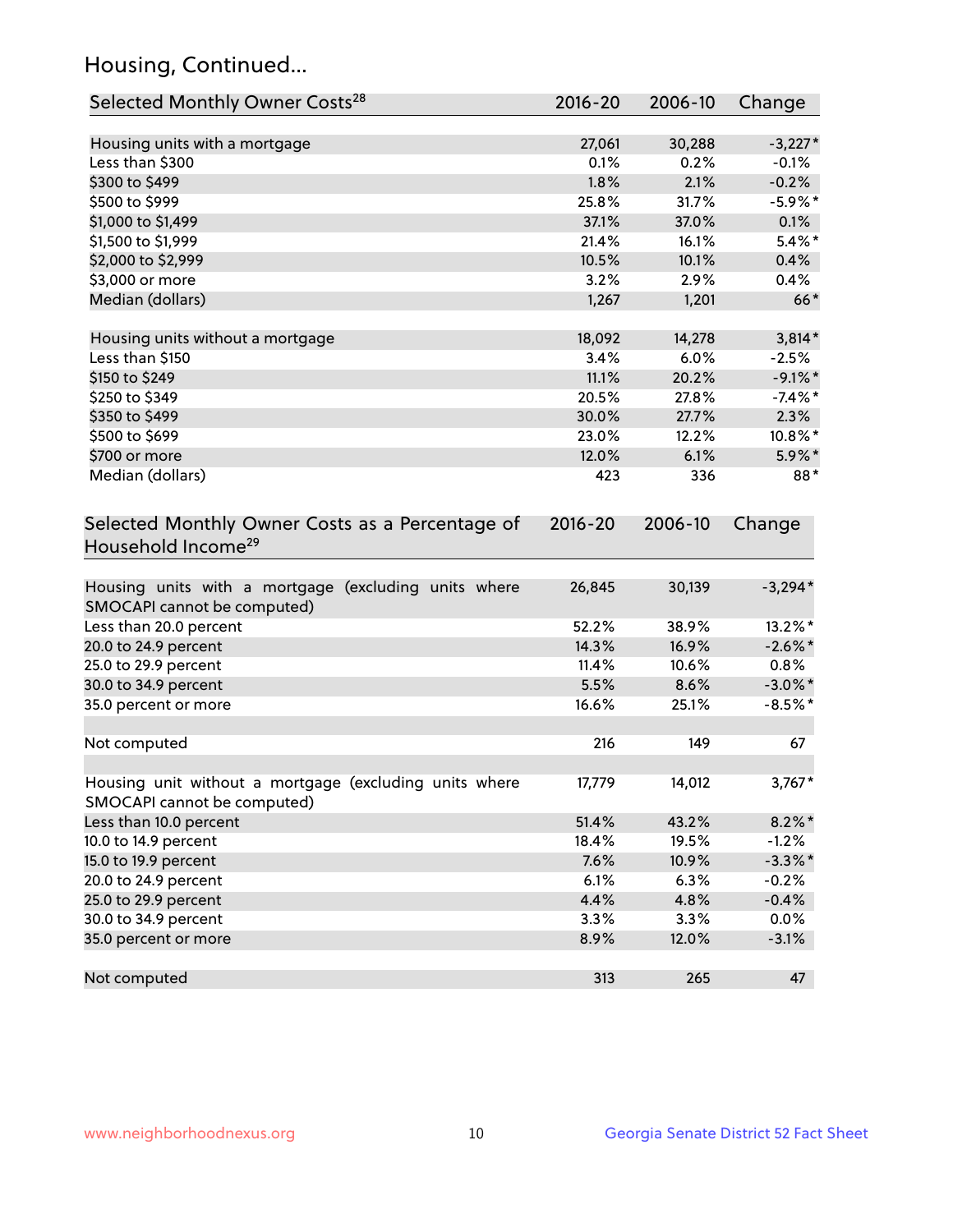## Housing, Continued...

| Selected Monthly Owner Costs[28] | 2016-20 | 2006-10 | Change |
|---|---|---|---|
| Housing units with a mortgage | 27,061 | 30,288 | -3,227* |
| Less than $300 | 0.1% | 0.2% | -0.1% |
| $300 to $499 | 1.8% | 2.1% | -0.2% |
| $500 to $999 | 25.8% | 31.7% | -5.9%* |
| $1,000 to $1,499 | 37.1% | 37.0% | 0.1% |
| $1,500 to $1,999 | 21.4% | 16.1% | 5.4%* |
| $2,000 to $2,999 | 10.5% | 10.1% | 0.4% |
| $3,000 or more | 3.2% | 2.9% | 0.4% |
| Median (dollars) | 1,267 | 1,201 | 66* |
| | | | |
| Housing units without a mortgage | 18,092 | 14,278 | 3,814* |
| Less than $150 | 3.4% | 6.0% | -2.5% |
| $150 to $249 | 11.1% | 20.2% | -9.1%* |
| $250 to $349 | 20.5% | 27.8% | -7.4%* |
| $350 to $499 | 30.0% | 27.7% | 2.3% |
| $500 to $699 | 23.0% | 12.2% | 10.8%* |
| $700 or more | 12.0% | 6.1% | 5.9%* |
| Median (dollars) | 423 | 336 | 88* |

| Selected Monthly Owner Costs as a Percentage of Household Income[29] | 2016-20 | 2006-10 | Change |
|---|---|---|---|
| Housing units with a mortgage (excluding units where SMOCAPI cannot be computed) | 26,845 | 30,139 | -3,294* |
| Less than 20.0 percent | 52.2% | 38.9% | 13.2%* |
| 20.0 to 24.9 percent | 14.3% | 16.9% | -2.6%* |
| 25.0 to 29.9 percent | 11.4% | 10.6% | 0.8% |
| 30.0 to 34.9 percent | 5.5% | 8.6% | -3.0%* |
| 35.0 percent or more | 16.6% | 25.1% | -8.5%* |
| | | | |
| Not computed | 216 | 149 | 67 |
| | | | |
| Housing unit without a mortgage (excluding units where SMOCAPI cannot be computed) | 17,779 | 14,012 | 3,767* |
| Less than 10.0 percent | 51.4% | 43.2% | 8.2%* |
| 10.0 to 14.9 percent | 18.4% | 19.5% | -1.2% |
| 15.0 to 19.9 percent | 7.6% | 10.9% | -3.3%* |
| 20.0 to 24.9 percent | 6.1% | 6.3% | -0.2% |
| 25.0 to 29.9 percent | 4.4% | 4.8% | -0.4% |
| 30.0 to 34.9 percent | 3.3% | 3.3% | 0.0% |
| 35.0 percent or more | 8.9% | 12.0% | -3.1% |
| | | | |
| Not computed | 313 | 265 | 47 |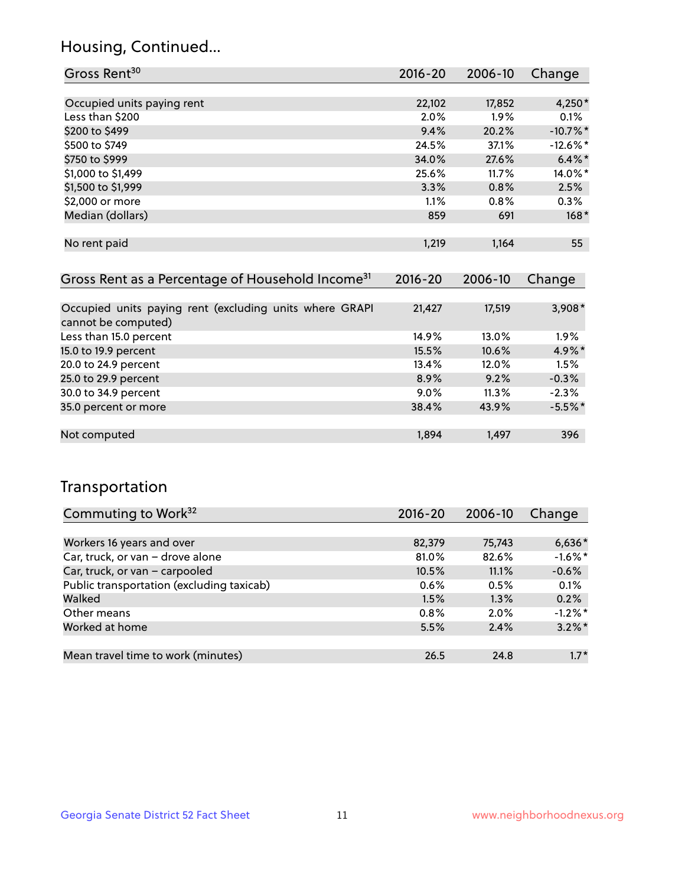## Housing, Continued...

| Gross Rent[30] | 2016-20 | 2006-10 | Change |
|---|---|---|---|
| Occupied units paying rent | 22,102 | 17,852 | 4,250* |
| Less than $200 | 2.0% | 1.9% | 0.1% |
| $200 to $499 | 9.4% | 20.2% | -10.7%* |
| $500 to $749 | 24.5% | 37.1% | -12.6%* |
| $750 to $999 | 34.0% | 27.6% | 6.4%* |
| $1,000 to $1,499 | 25.6% | 11.7% | 14.0%* |
| $1,500 to $1,999 | 3.3% | 0.8% | 2.5% |
| $2,000 or more | 1.1% | 0.8% | 0.3% |
| Median (dollars) | 859 | 691 | 168* |
| No rent paid | 1,219 | 1,164 | 55 |

| Gross Rent as a Percentage of Household Income[31] | 2016-20 | 2006-10 | Change |
|---|---|---|---|
| Occupied units paying rent (excluding units where GRAPI cannot be computed) | 21,427 | 17,519 | 3,908* |
| Less than 15.0 percent | 14.9% | 13.0% | 1.9% |
| 15.0 to 19.9 percent | 15.5% | 10.6% | 4.9%* |
| 20.0 to 24.9 percent | 13.4% | 12.0% | 1.5% |
| 25.0 to 29.9 percent | 8.9% | 9.2% | -0.3% |
| 30.0 to 34.9 percent | 9.0% | 11.3% | -2.3% |
| 35.0 percent or more | 38.4% | 43.9% | -5.5%* |
| Not computed | 1,894 | 1,497 | 396 |

## Transportation

| Commuting to Work[32] | 2016-20 | 2006-10 | Change |
|---|---|---|---|
| Workers 16 years and over | 82,379 | 75,743 | 6,636* |
| Car, truck, or van – drove alone | 81.0% | 82.6% | -1.6%* |
| Car, truck, or van – carpooled | 10.5% | 11.1% | -0.6% |
| Public transportation (excluding taxicab) | 0.6% | 0.5% | 0.1% |
| Walked | 1.5% | 1.3% | 0.2% |
| Other means | 0.8% | 2.0% | -1.2%* |
| Worked at home | 5.5% | 2.4% | 3.2%* |
| Mean travel time to work (minutes) | 26.5 | 24.8 | 1.7* |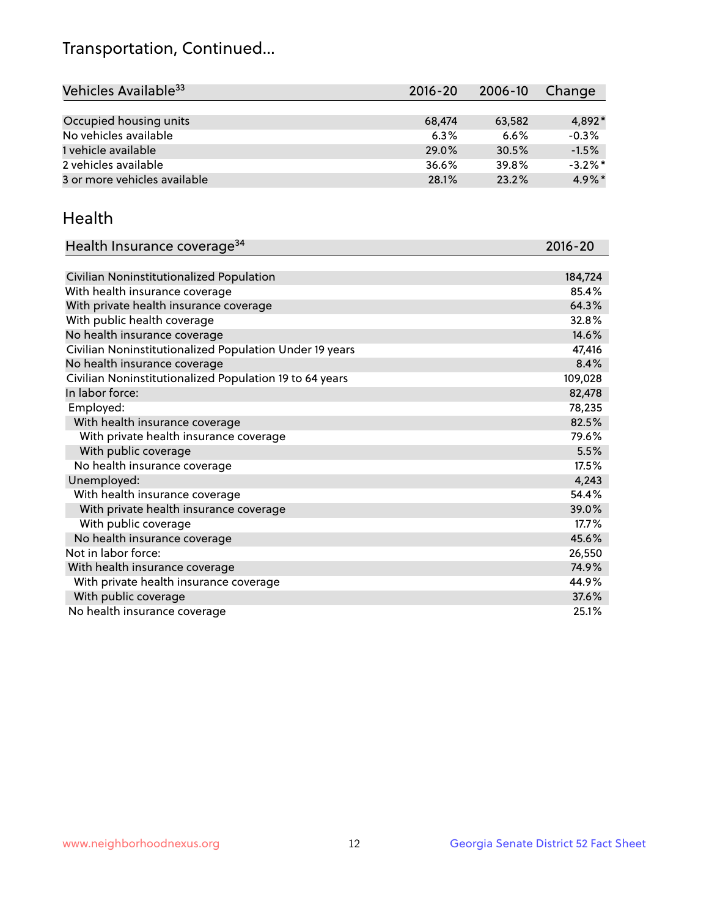# Transportation, Continued...

| Vehicles Available[33] | 2016-20 | 2006-10 | Change |
|---|---|---|---|
| Occupied housing units | 68,474 | 63,582 | 4,892* |
| No vehicles available | 6.3% | 6.6% | -0.3% |
| 1 vehicle available | 29.0% | 30.5% | -1.5% |
| 2 vehicles available | 36.6% | 39.8% | -3.2%* |
| 3 or more vehicles available | 28.1% | 23.2% | 4.9%* |

## Health

| Health Insurance coverage[34] | 2016-20 |
|---|---|
| Civilian Noninstitutionalized Population | 184,724 |
| With health insurance coverage | 85.4% |
| With private health insurance coverage | 64.3% |
| With public health coverage | 32.8% |
| No health insurance coverage | 14.6% |
| Civilian Noninstitutionalized Population Under 19 years | 47,416 |
| No health insurance coverage | 8.4% |
| Civilian Noninstitutionalized Population 19 to 64 years | 109,028 |
| In labor force: | 82,478 |
| Employed: | 78,235 |
| With health insurance coverage | 82.5% |
| With private health insurance coverage | 79.6% |
| With public coverage | 5.5% |
| No health insurance coverage | 17.5% |
| Unemployed: | 4,243 |
| With health insurance coverage | 54.4% |
| With private health insurance coverage | 39.0% |
| With public coverage | 17.7% |
| No health insurance coverage | 45.6% |
| Not in labor force: | 26,550 |
| With health insurance coverage | 74.9% |
| With private health insurance coverage | 44.9% |
| With public coverage | 37.6% |
| No health insurance coverage | 25.1% |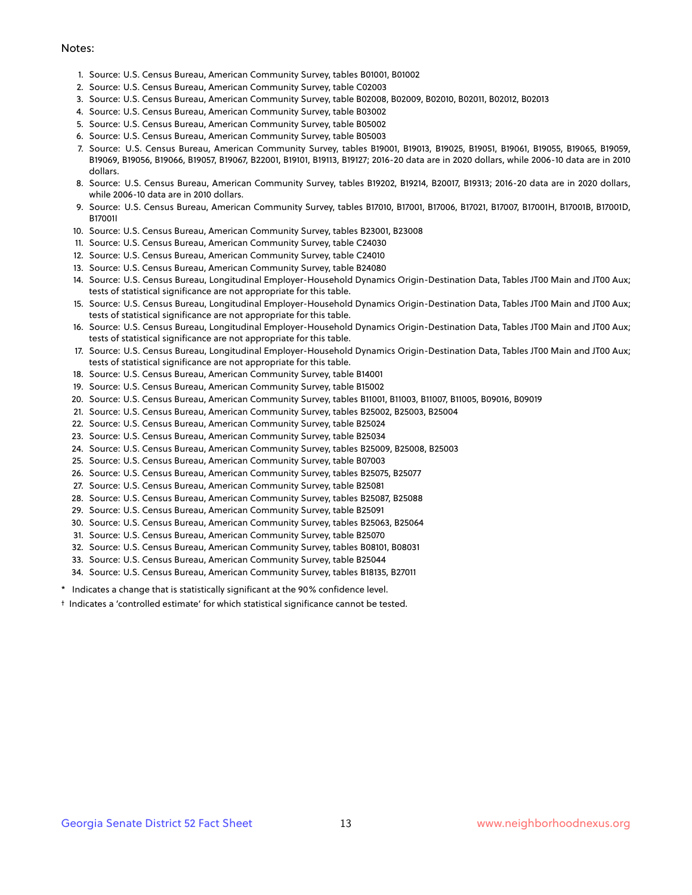Notes:

1. Source: U.S. Census Bureau, American Community Survey, tables B01001, B01002
2. Source: U.S. Census Bureau, American Community Survey, table C02003
3. Source: U.S. Census Bureau, American Community Survey, table B02008, B02009, B02010, B02011, B02012, B02013
4. Source: U.S. Census Bureau, American Community Survey, table B03002
5. Source: U.S. Census Bureau, American Community Survey, table B05002
6. Source: U.S. Census Bureau, American Community Survey, table B05003
7. Source: U.S. Census Bureau, American Community Survey, tables B19001, B19013, B19025, B19051, B19061, B19055, B19065, B19059, B19069, B19056, B19066, B19057, B19067, B22001, B19101, B19113, B19127; 2016-20 data are in 2020 dollars, while 2006-10 data are in 2010 dollars.
8. Source: U.S. Census Bureau, American Community Survey, tables B19202, B19214, B20017, B19313; 2016-20 data are in 2020 dollars, while 2006-10 data are in 2010 dollars.
9. Source: U.S. Census Bureau, American Community Survey, tables B17010, B17001, B17006, B17021, B17007, B17001H, B17001B, B17001D, B17001I
10. Source: U.S. Census Bureau, American Community Survey, tables B23001, B23008
11. Source: U.S. Census Bureau, American Community Survey, table C24030
12. Source: U.S. Census Bureau, American Community Survey, table C24010
13. Source: U.S. Census Bureau, American Community Survey, table B24080
14. Source: U.S. Census Bureau, Longitudinal Employer-Household Dynamics Origin-Destination Data, Tables JT00 Main and JT00 Aux; tests of statistical significance are not appropriate for this table.
15. Source: U.S. Census Bureau, Longitudinal Employer-Household Dynamics Origin-Destination Data, Tables JT00 Main and JT00 Aux; tests of statistical significance are not appropriate for this table.
16. Source: U.S. Census Bureau, Longitudinal Employer-Household Dynamics Origin-Destination Data, Tables JT00 Main and JT00 Aux; tests of statistical significance are not appropriate for this table.
17. Source: U.S. Census Bureau, Longitudinal Employer-Household Dynamics Origin-Destination Data, Tables JT00 Main and JT00 Aux; tests of statistical significance are not appropriate for this table.
18. Source: U.S. Census Bureau, American Community Survey, table B14001
19. Source: U.S. Census Bureau, American Community Survey, table B15002
20. Source: U.S. Census Bureau, American Community Survey, tables B11001, B11003, B11007, B11005, B09016, B09019
21. Source: U.S. Census Bureau, American Community Survey, tables B25002, B25003, B25004
22. Source: U.S. Census Bureau, American Community Survey, table B25024
23. Source: U.S. Census Bureau, American Community Survey, table B25034
24. Source: U.S. Census Bureau, American Community Survey, tables B25009, B25008, B25003
25. Source: U.S. Census Bureau, American Community Survey, table B07003
26. Source: U.S. Census Bureau, American Community Survey, tables B25075, B25077
27. Source: U.S. Census Bureau, American Community Survey, table B25081
28. Source: U.S. Census Bureau, American Community Survey, tables B25087, B25088
29. Source: U.S. Census Bureau, American Community Survey, table B25091
30. Source: U.S. Census Bureau, American Community Survey, tables B25063, B25064
31. Source: U.S. Census Bureau, American Community Survey, table B25070
32. Source: U.S. Census Bureau, American Community Survey, tables B08101, B08031
33. Source: U.S. Census Bureau, American Community Survey, table B25044
34. Source: U.S. Census Bureau, American Community Survey, tables B18135, B27011

\* Indicates a change that is statistically significant at the 90% confidence level.

† Indicates a 'controlled estimate' for which statistical significance cannot be tested.